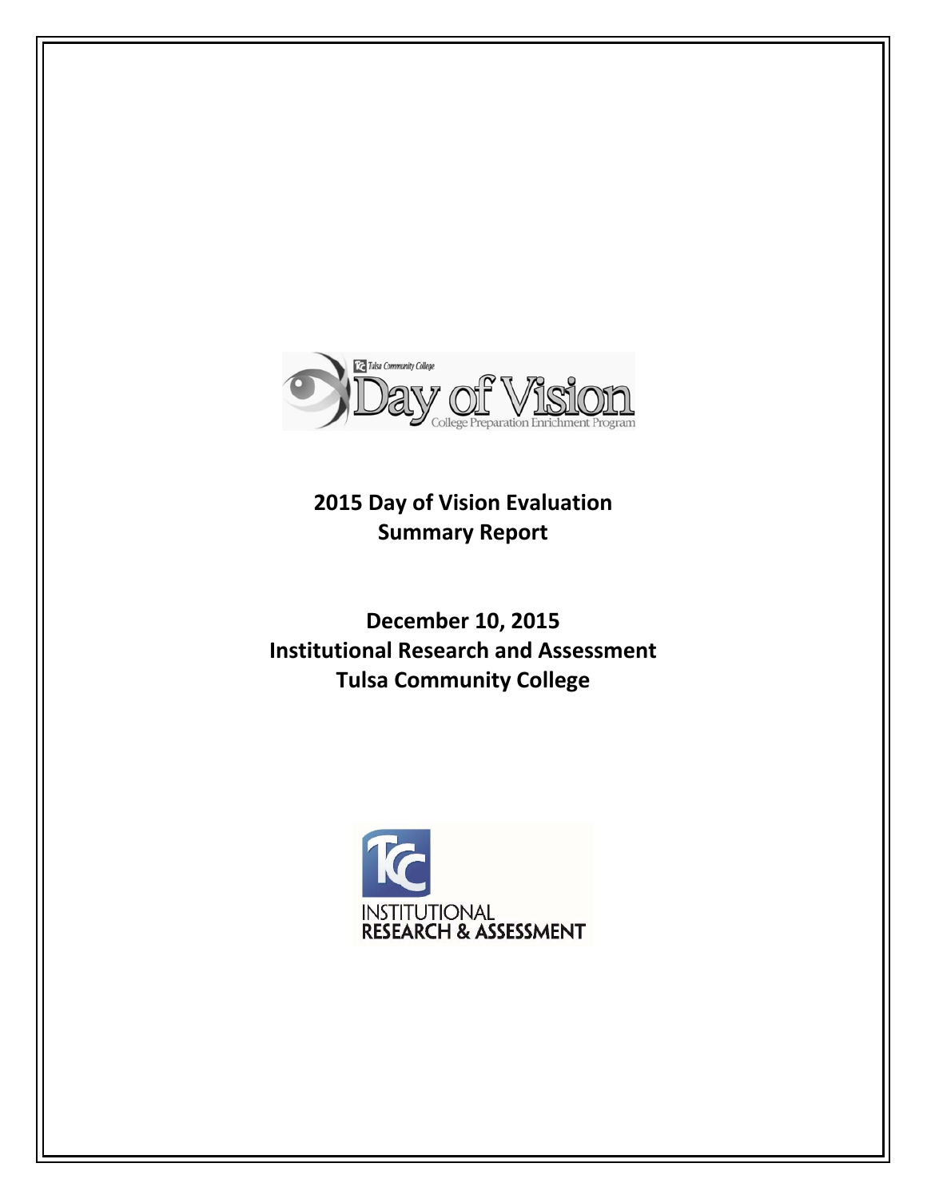# 2015 Day of Vision Evaluation Summary Report

**December 10, 2015**
**Institutional Research and Assessment**
**Tulsa Community College**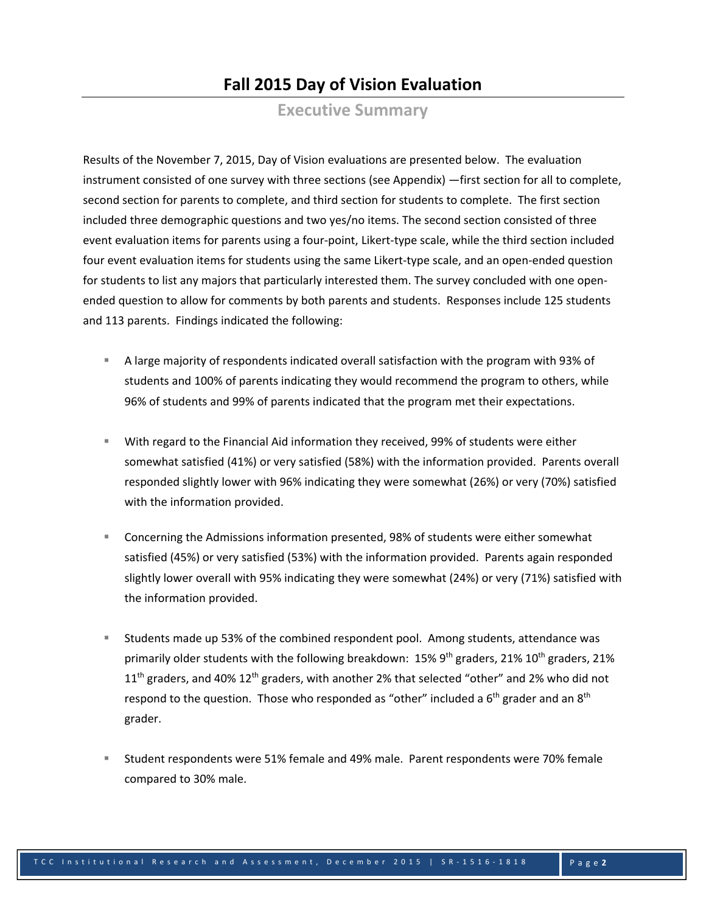# Fall 2015 Day of Vision Evaluation

## Executive Summary

Results of the November 7, 2015, Day of Vision evaluations are presented below. The evaluation instrument consisted of one survey with three sections (see Appendix) —first section for all to complete, second section for parents to complete, and third section for students to complete. The first section included three demographic questions and two yes/no items. The second section consisted of three event evaluation items for parents using a four-point, Likert-type scale, while the third section included four event evaluation items for students using the same Likert-type scale, and an open-ended question for students to list any majors that particularly interested them. The survey concluded with one open-ended question to allow for comments by both parents and students. Responses include 125 students and 113 parents. Findings indicated the following:

- A large majority of respondents indicated overall satisfaction with the program with 93% of students and 100% of parents indicating they would recommend the program to others, while 96% of students and 99% of parents indicated that the program met their expectations.

- With regard to the Financial Aid information they received, 99% of students were either somewhat satisfied (41%) or very satisfied (58%) with the information provided. Parents overall responded slightly lower with 96% indicating they were somewhat (26%) or very (70%) satisfied with the information provided.

- Concerning the Admissions information presented, 98% of students were either somewhat satisfied (45%) or very satisfied (53%) with the information provided. Parents again responded slightly lower overall with 95% indicating they were somewhat (24%) or very (71%) satisfied with the information provided.

- Students made up 53% of the combined respondent pool. Among students, attendance was primarily older students with the following breakdown: 15% 9th graders, 21% 10th graders, 21% 11th graders, and 40% 12th graders, with another 2% that selected "other" and 2% who did not respond to the question. Those who responded as "other" included a 6th grader and an 8th grader.

- Student respondents were 51% female and 49% male. Parent respondents were 70% female compared to 30% male.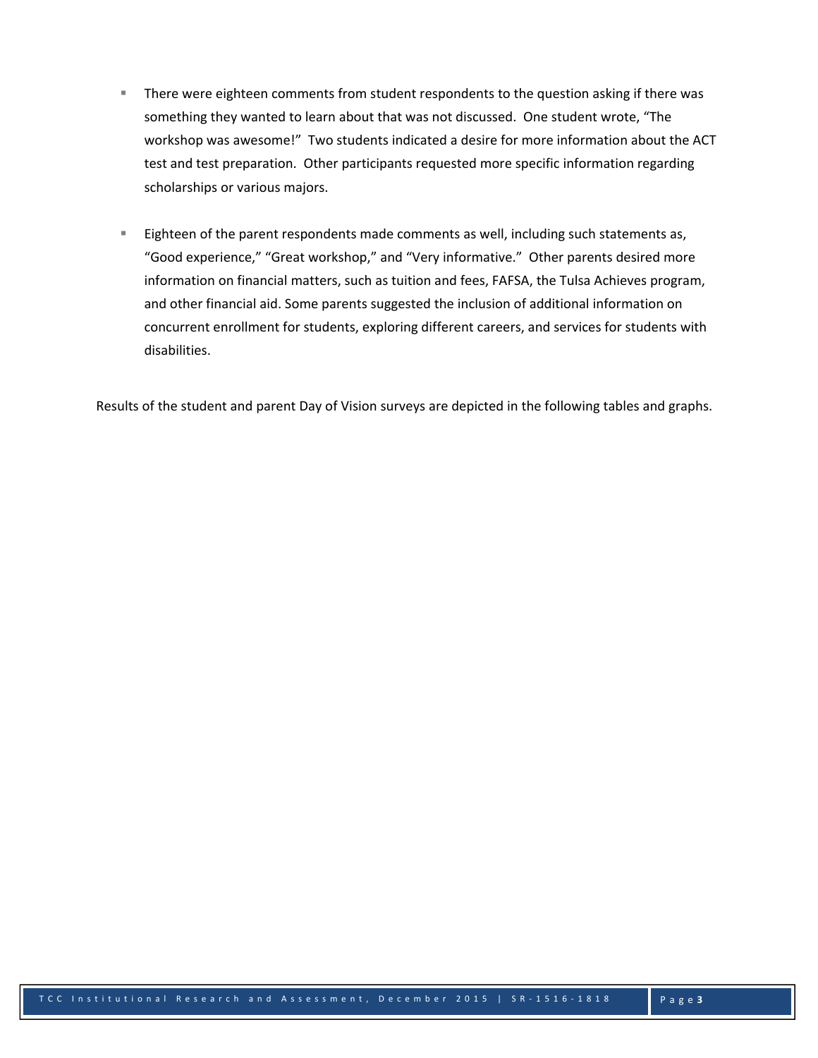- There were eighteen comments from student respondents to the question asking if there was something they wanted to learn about that was not discussed. One student wrote, "The workshop was awesome!" Two students indicated a desire for more information about the ACT test and test preparation. Other participants requested more specific information regarding scholarships or various majors.

- Eighteen of the parent respondents made comments as well, including such statements as, "Good experience," "Great workshop," and "Very informative." Other parents desired more information on financial matters, such as tuition and fees, FAFSA, the Tulsa Achieves program, and other financial aid. Some parents suggested the inclusion of additional information on concurrent enrollment for students, exploring different careers, and services for students with disabilities.

Results of the student and parent Day of Vision surveys are depicted in the following tables and graphs.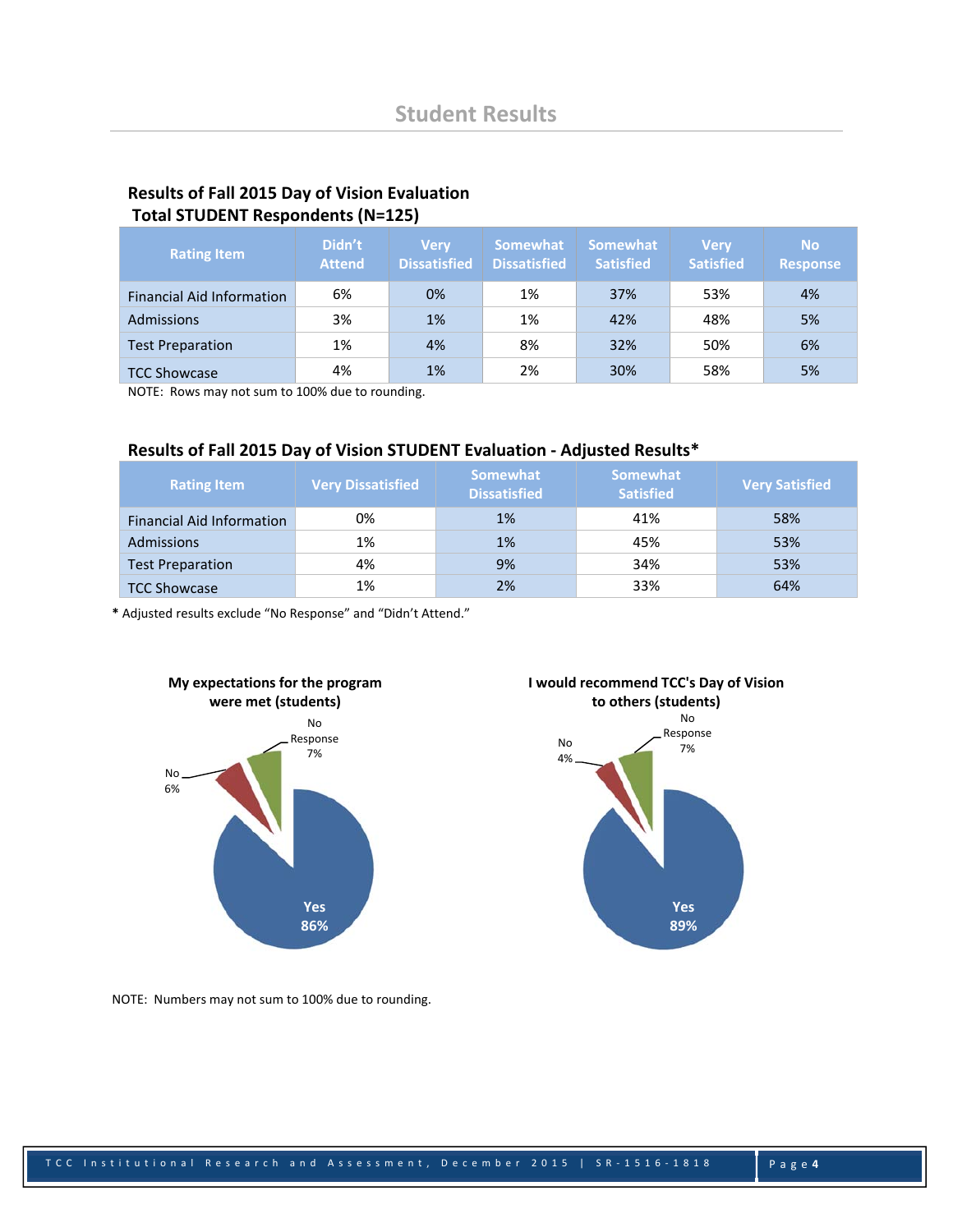# Student Results

**Results of Fall 2015 Day of Vision Evaluation**
**Total STUDENT Respondents (N=125)**

| Rating Item | Didn't Attend | Very Dissatisfied | Somewhat Dissatisfied | Somewhat Satisfied | Very Satisfied | No Response |
|---|---|---|---|---|---|---|
| Financial Aid Information | 6% | 0% | 1% | 37% | 53% | 4% |
| Admissions | 3% | 1% | 1% | 42% | 48% | 5% |
| Test Preparation | 1% | 4% | 8% | 32% | 50% | 6% |
| TCC Showcase | 4% | 1% | 2% | 30% | 58% | 5% |

NOTE: Rows may not sum to 100% due to rounding.

**Results of Fall 2015 Day of Vision STUDENT Evaluation - Adjusted Results***

| Rating Item | Very Dissatisfied | Somewhat Dissatisfied | Somewhat Satisfied | Very Satisfied |
|---|---|---|---|---|
| Financial Aid Information | 0% | 1% | 41% | 58% |
| Admissions | 1% | 1% | 45% | 53% |
| Test Preparation | 4% | 9% | 34% | 53% |
| TCC Showcase | 1% | 2% | 33% | 64% |

**\*** Adjusted results exclude "No Response" and "Didn't Attend."

**My expectations for the program were met (students)**

- Yes: 86%
- No: 6%
- No Response: 7%

**I would recommend TCC's Day of Vision to others (students)**

- Yes: 89%
- No: 4%
- No Response: 7%

NOTE: Numbers may not sum to 100% due to rounding.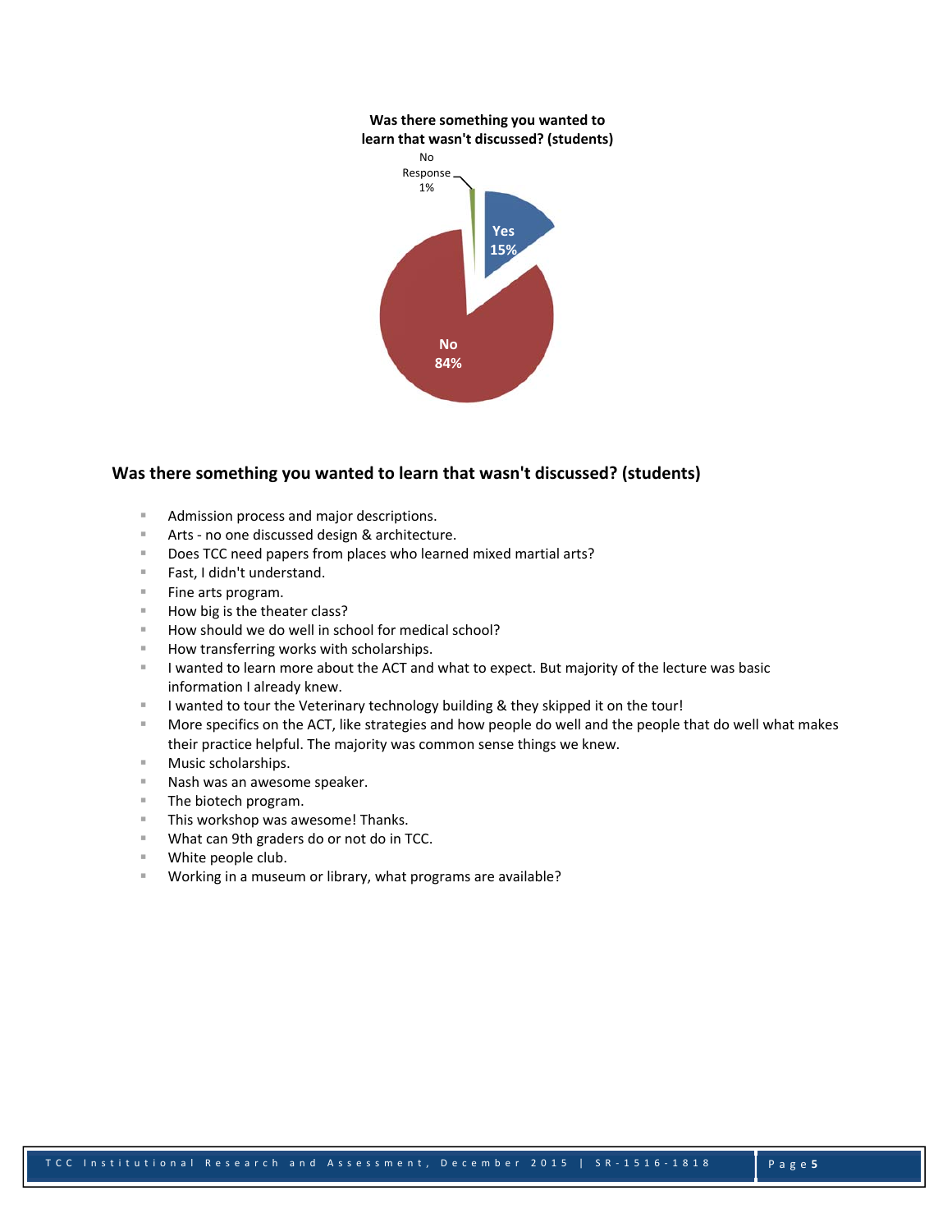**Was there something you wanted to learn that wasn't discussed? (students)**

No Response 1%

Yes 15%

No 84%

## Was there something you wanted to learn that wasn't discussed? (students)

- Admission process and major descriptions.
- Arts - no one discussed design & architecture.
- Does TCC need papers from places who learned mixed martial arts?
- Fast, I didn't understand.
- Fine arts program.
- How big is the theater class?
- How should we do well in school for medical school?
- How transferring works with scholarships.
- I wanted to learn more about the ACT and what to expect. But majority of the lecture was basic information I already knew.
- I wanted to tour the Veterinary technology building & they skipped it on the tour!
- More specifics on the ACT, like strategies and how people do well and the people that do well what makes their practice helpful. The majority was common sense things we knew.
- Music scholarships.
- Nash was an awesome speaker.
- The biotech program.
- This workshop was awesome! Thanks.
- What can 9th graders do or not do in TCC.
- White people club.
- Working in a museum or library, what programs are available?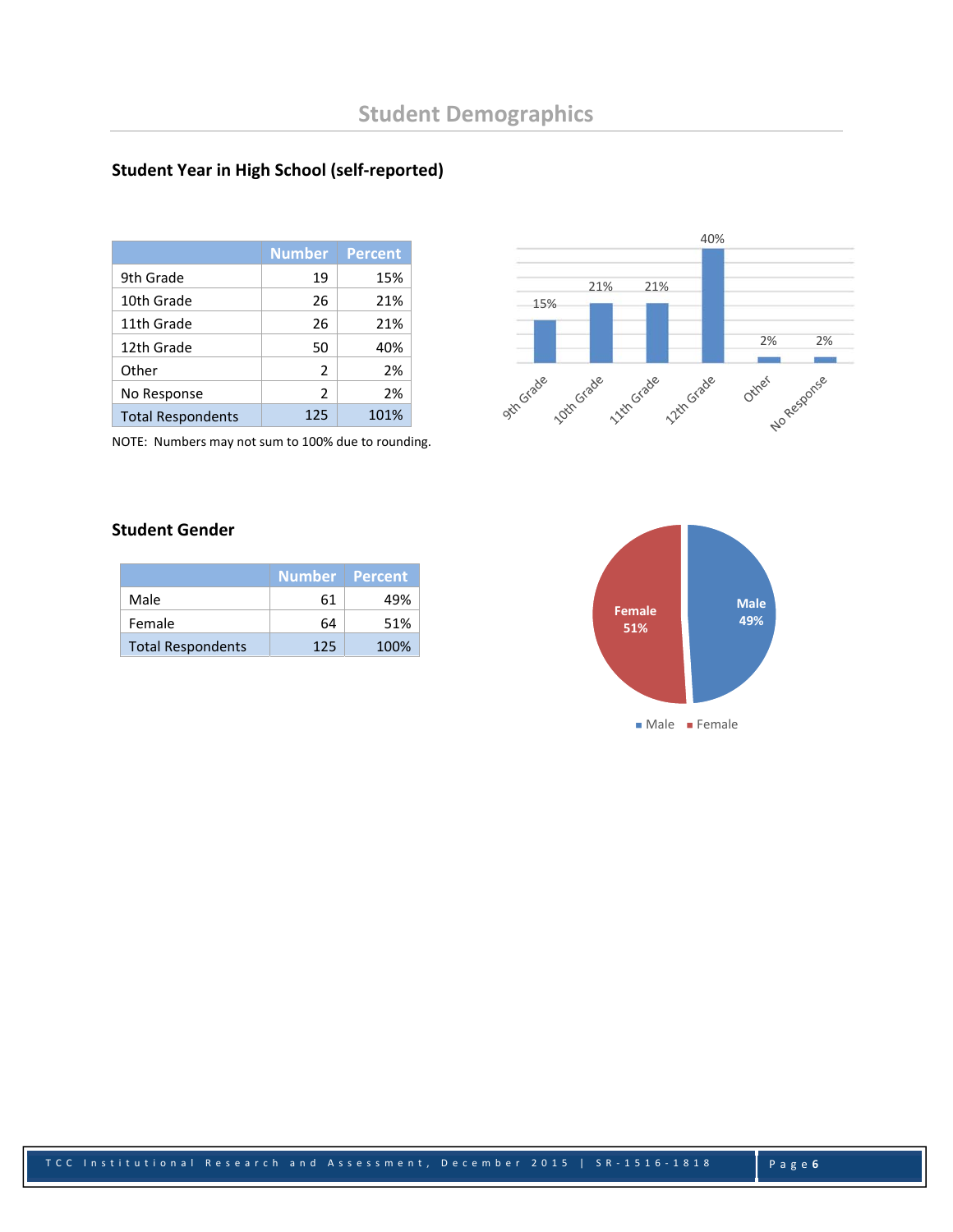# Student Demographics

## Student Year in High School (self-reported)

| | Number | Percent |
|---|---|---|
| 9th Grade | 19 | 15% |
| 10th Grade | 26 | 21% |
| 11th Grade | 26 | 21% |
| 12th Grade | 50 | 40% |
| Other | 2 | 2% |
| No Response | 2 | 2% |
| Total Respondents | 125 | 101% |

NOTE: Numbers may not sum to 100% due to rounding.

## Student Gender

| | Number | Percent |
|---|---|---|
| Male | 61 | 49% |
| Female | 64 | 51% |
| Total Respondents | 125 | 100% |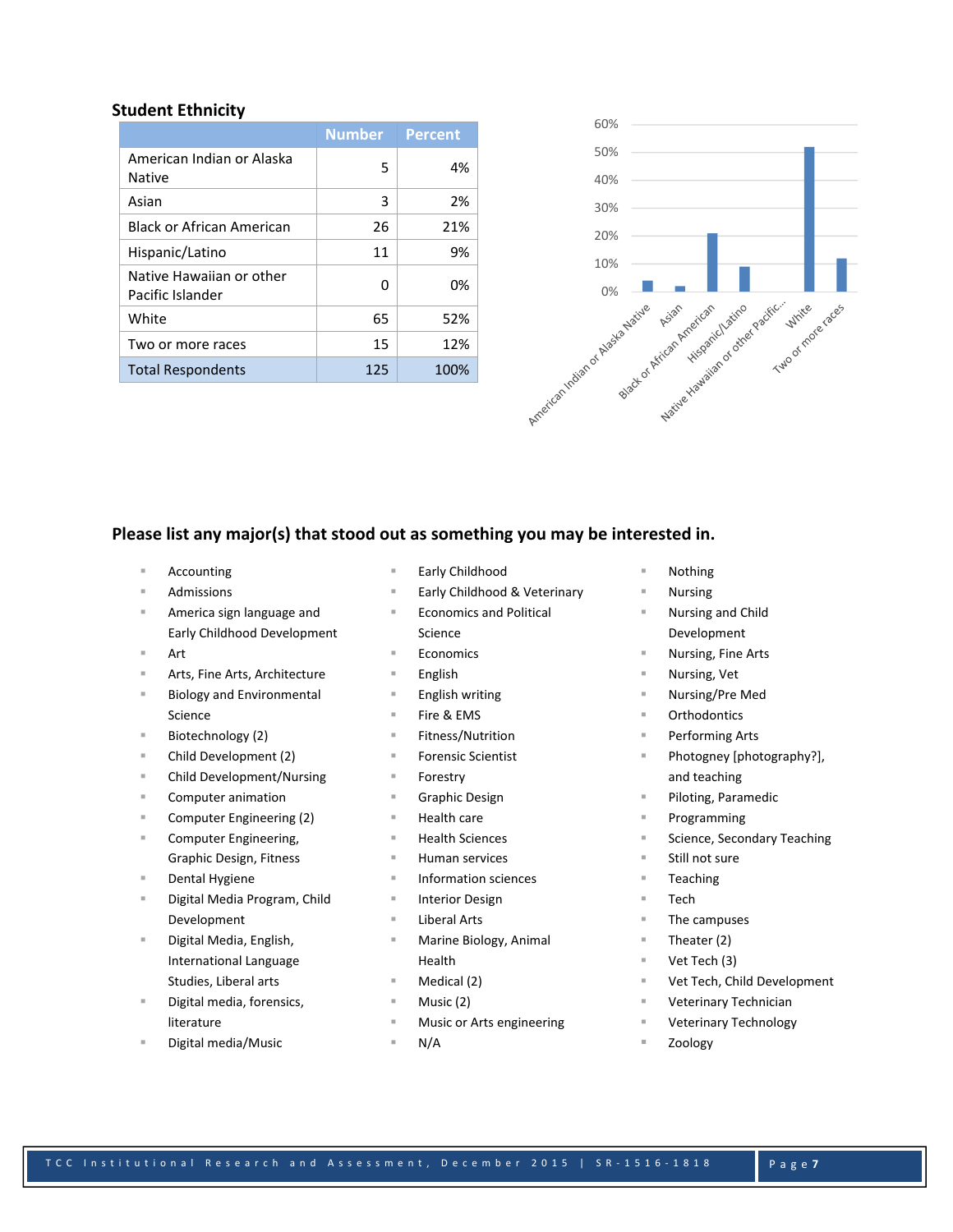### Student Ethnicity

| | Number | Percent |
|---|---|---|
| American Indian or Alaska Native | 5 | 4% |
| Asian | 3 | 2% |
| Black or African American | 26 | 21% |
| Hispanic/Latino | 11 | 9% |
| Native Hawaiian or other Pacific Islander | 0 | 0% |
| White | 65 | 52% |
| Two or more races | 15 | 12% |
| Total Respondents | 125 | 100% |

### Please list any major(s) that stood out as something you may be interested in.

- Accounting
- Admissions
- America sign language and Early Childhood Development
- Art
- Arts, Fine Arts, Architecture
- Biology and Environmental Science
- Biotechnology (2)
- Child Development (2)
- Child Development/Nursing
- Computer animation
- Computer Engineering (2)
- Computer Engineering, Graphic Design, Fitness
- Dental Hygiene
- Digital Media Program, Child Development
- Digital Media, English, International Language Studies, Liberal arts
- Digital media, forensics, literature
- Digital media/Music
- Early Childhood
- Early Childhood & Veterinary
- Economics and Political Science
- Economics
- English
- English writing
- Fire & EMS
- Fitness/Nutrition
- Forensic Scientist
- Forestry
- Graphic Design
- Health care
- Health Sciences
- Human services
- Information sciences
- Interior Design
- Liberal Arts
- Marine Biology, Animal Health
- Medical (2)
- Music (2)
- Music or Arts engineering
- N/A
- Nothing
- Nursing
- Nursing and Child Development
- Nursing, Fine Arts
- Nursing, Vet
- Nursing/Pre Med
- Orthodontics
- Performing Arts
- Photogney [photography?], and teaching
- Piloting, Paramedic
- Programming
- Science, Secondary Teaching
- Still not sure
- Teaching
- Tech
- The campuses
- Theater (2)
- Vet Tech (3)
- Vet Tech, Child Development
- Veterinary Technician
- Veterinary Technology
- Zoology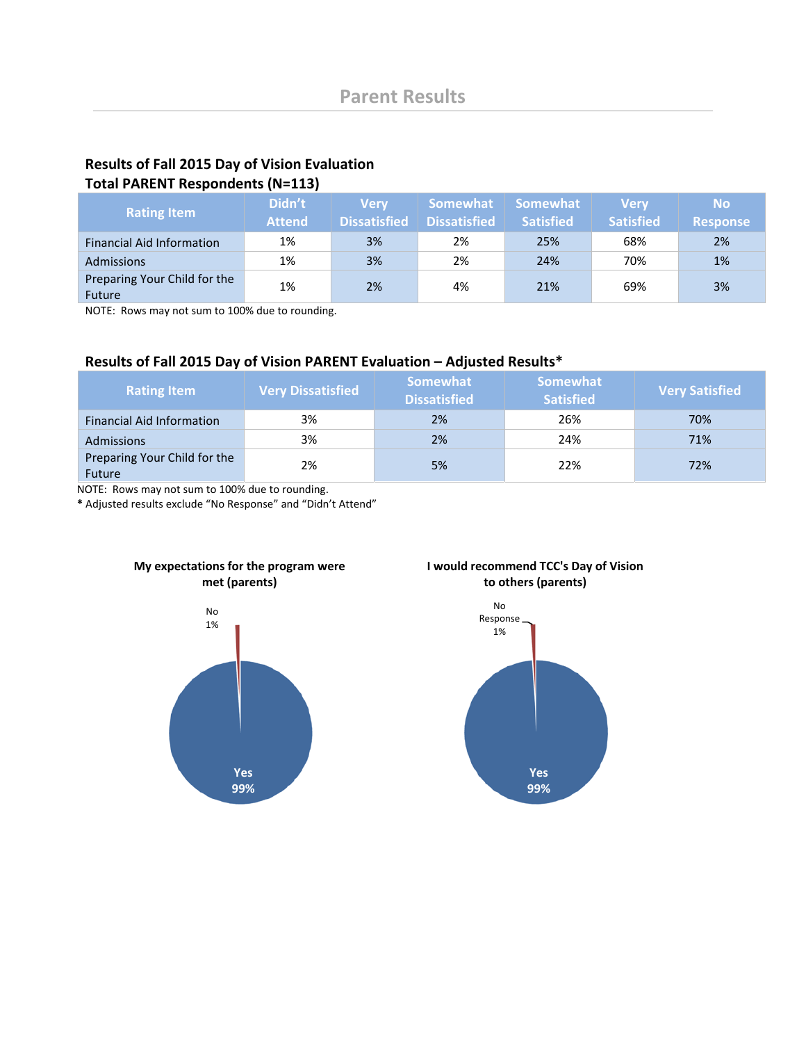# Parent Results

**Results of Fall 2015 Day of Vision Evaluation**
**Total PARENT Respondents (N=113)**

| Rating Item | Didn't Attend | Very Dissatisfied | Somewhat Dissatisfied | Somewhat Satisfied | Very Satisfied | No Response |
|---|---|---|---|---|---|---|
| Financial Aid Information | 1% | 3% | 2% | 25% | 68% | 2% |
| Admissions | 1% | 3% | 2% | 24% | 70% | 1% |
| Preparing Your Child for the Future | 1% | 2% | 4% | 21% | 69% | 3% |

NOTE: Rows may not sum to 100% due to rounding.

**Results of Fall 2015 Day of Vision PARENT Evaluation – Adjusted Results***

| Rating Item | Very Dissatisfied | Somewhat Dissatisfied | Somewhat Satisfied | Very Satisfied |
|---|---|---|---|---|
| Financial Aid Information | 3% | 2% | 26% | 70% |
| Admissions | 3% | 2% | 24% | 71% |
| Preparing Your Child for the Future | 2% | 5% | 22% | 72% |

NOTE: Rows may not sum to 100% due to rounding.
* Adjusted results exclude "No Response" and "Didn't Attend"

**My expectations for the program were met (parents)**

No 1%

Yes 99%

**I would recommend TCC's Day of Vision to others (parents)**

No Response 1%

Yes 99%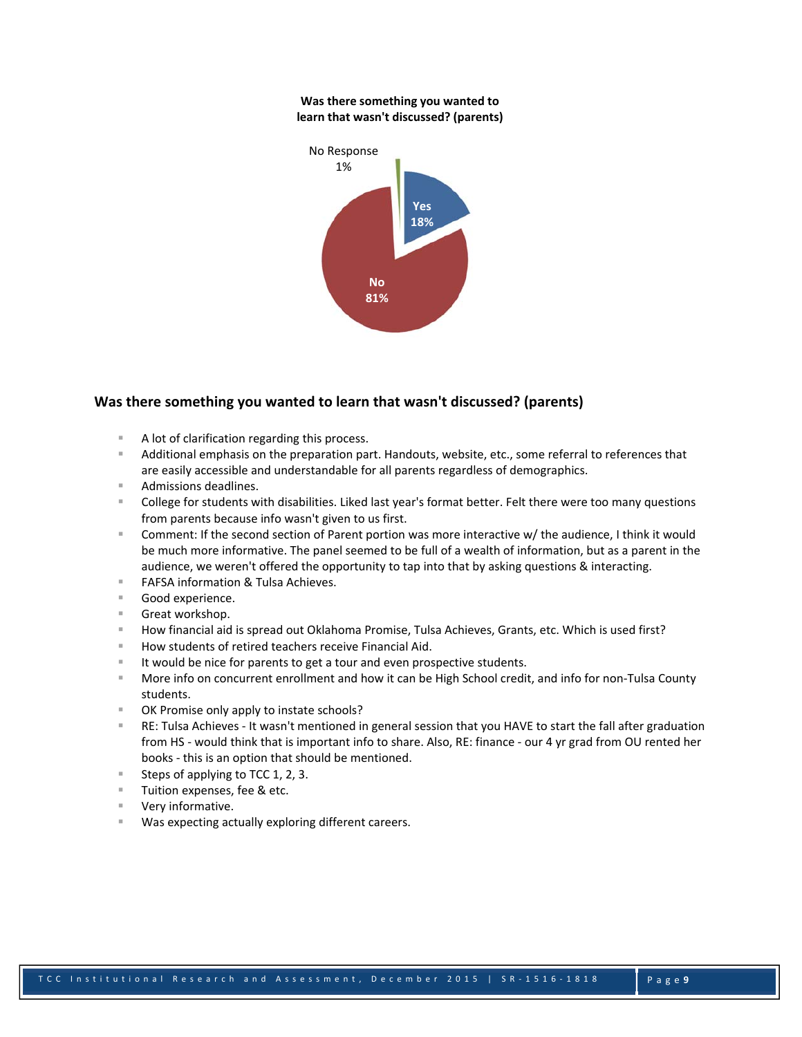**Was there something you wanted to learn that wasn't discussed? (parents)**

No Response 1%

Yes 18%

No 81%

## Was there something you wanted to learn that wasn't discussed? (parents)

- A lot of clarification regarding this process.
- Additional emphasis on the preparation part. Handouts, website, etc., some referral to references that are easily accessible and understandable for all parents regardless of demographics.
- Admissions deadlines.
- College for students with disabilities. Liked last year's format better. Felt there were too many questions from parents because info wasn't given to us first.
- Comment: If the second section of Parent portion was more interactive w/ the audience, I think it would be much more informative. The panel seemed to be full of a wealth of information, but as a parent in the audience, we weren't offered the opportunity to tap into that by asking questions & interacting.
- FAFSA information & Tulsa Achieves.
- Good experience.
- Great workshop.
- How financial aid is spread out Oklahoma Promise, Tulsa Achieves, Grants, etc. Which is used first?
- How students of retired teachers receive Financial Aid.
- It would be nice for parents to get a tour and even prospective students.
- More info on concurrent enrollment and how it can be High School credit, and info for non-Tulsa County students.
- OK Promise only apply to instate schools?
- RE: Tulsa Achieves - It wasn't mentioned in general session that you HAVE to start the fall after graduation from HS - would think that is important info to share. Also, RE: finance - our 4 yr grad from OU rented her books - this is an option that should be mentioned.
- Steps of applying to TCC 1, 2, 3.
- Tuition expenses, fee & etc.
- Very informative.
- Was expecting actually exploring different careers.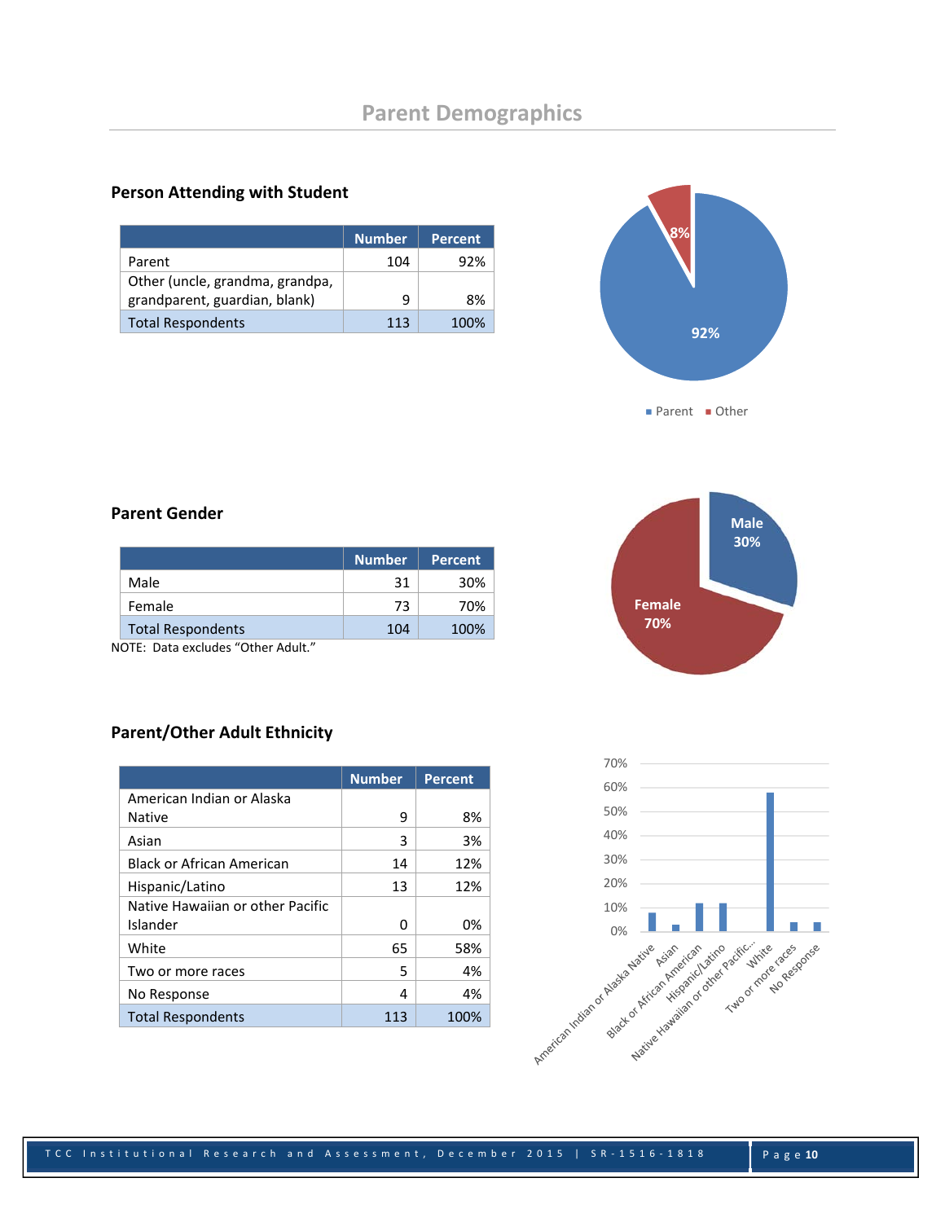# Parent Demographics

## Person Attending with Student

| | Number | Percent |
|---|---|---|
| Parent | 104 | 92% |
| Other (uncle, grandma, grandpa, grandparent, guardian, blank) | 9 | 8% |
| Total Respondents | 113 | 100% |

## Parent Gender

| | Number | Percent |
|---|---|---|
| Male | 31 | 30% |
| Female | 73 | 70% |
| Total Respondents | 104 | 100% |

NOTE: Data excludes "Other Adult."

## Parent/Other Adult Ethnicity

| | Number | Percent |
|---|---|---|
| American Indian or Alaska Native | 9 | 8% |
| Asian | 3 | 3% |
| Black or African American | 14 | 12% |
| Hispanic/Latino | 13 | 12% |
| Native Hawaiian or other Pacific Islander | 0 | 0% |
| White | 65 | 58% |
| Two or more races | 5 | 4% |
| No Response | 4 | 4% |
| Total Respondents | 113 | 100% |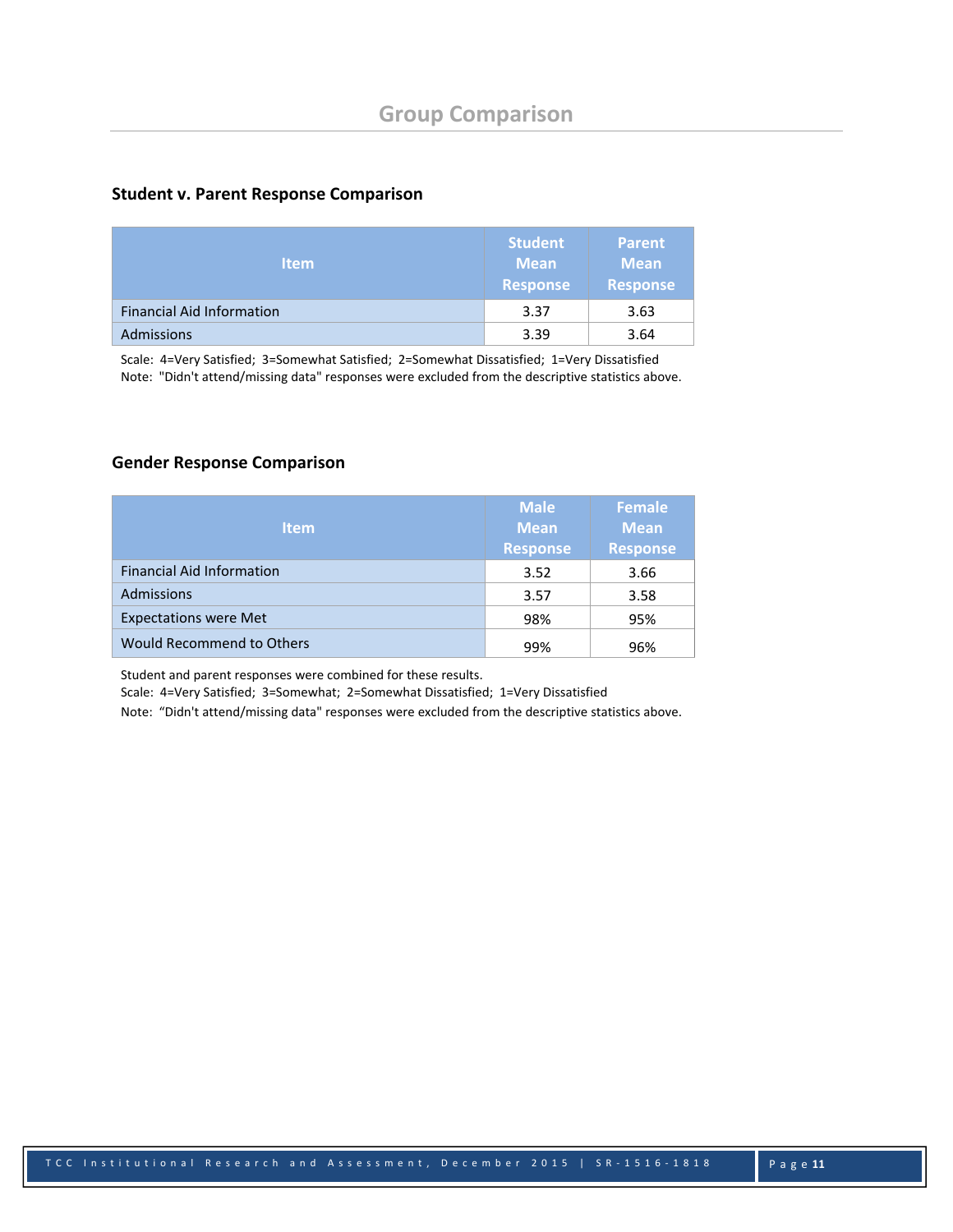# Group Comparison

### Student v. Parent Response Comparison

| Item | Student Mean Response | Parent Mean Response |
|---|---|---|
| Financial Aid Information | 3.37 | 3.63 |
| Admissions | 3.39 | 3.64 |

Scale: 4=Very Satisfied; 3=Somewhat Satisfied; 2=Somewhat Dissatisfied; 1=Very Dissatisfied
Note: "Didn't attend/missing data" responses were excluded from the descriptive statistics above.

### Gender Response Comparison

| Item | Male Mean Response | Female Mean Response |
|---|---|---|
| Financial Aid Information | 3.52 | 3.66 |
| Admissions | 3.57 | 3.58 |
| Expectations were Met | 98% | 95% |
| Would Recommend to Others | 99% | 96% |

Student and parent responses were combined for these results.
Scale: 4=Very Satisfied; 3=Somewhat; 2=Somewhat Dissatisfied; 1=Very Dissatisfied
Note: "Didn't attend/missing data" responses were excluded from the descriptive statistics above.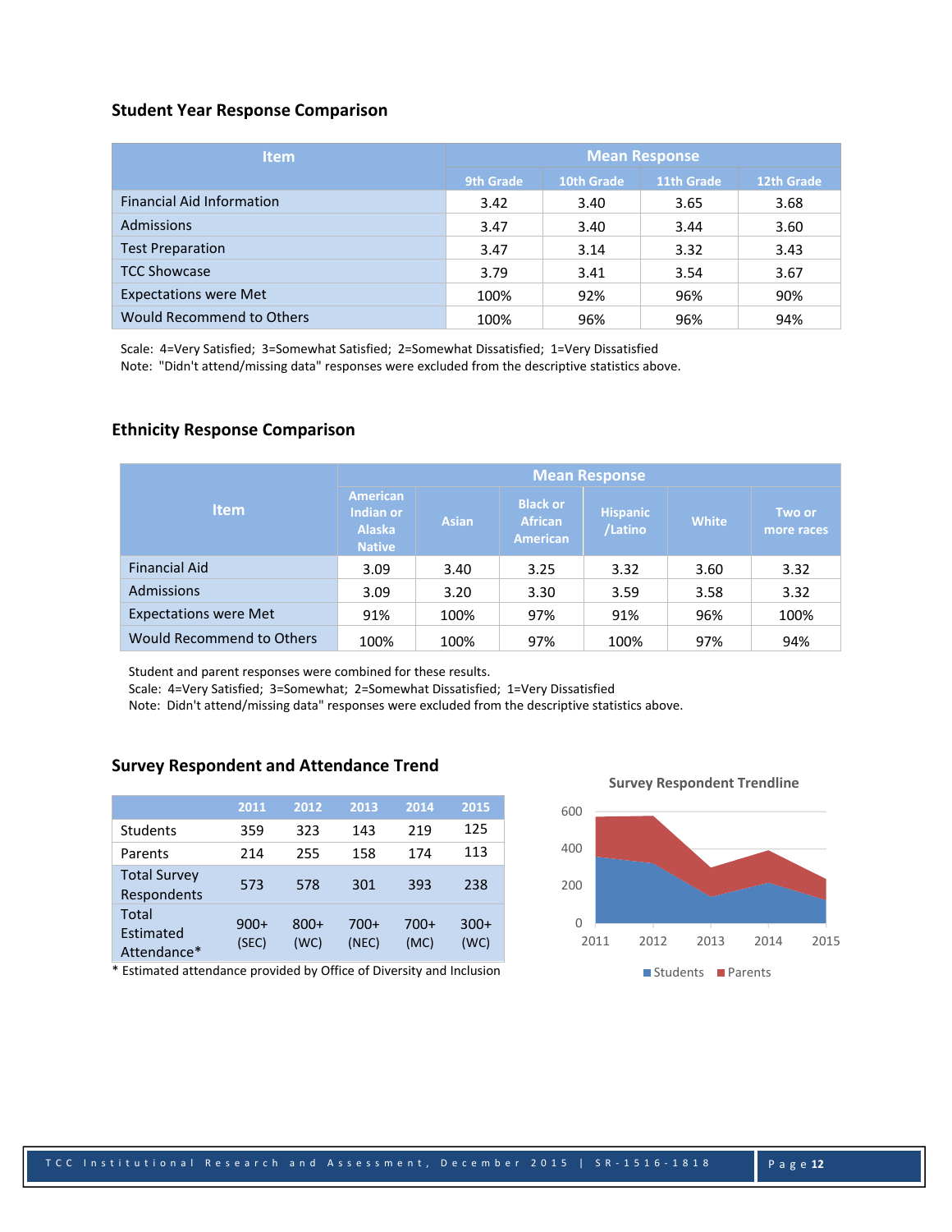### Student Year Response Comparison

| Item | Mean Response | | | |
|---|---|---|---|---|
| | 9th Grade | 10th Grade | 11th Grade | 12th Grade |
| Financial Aid Information | 3.42 | 3.40 | 3.65 | 3.68 |
| Admissions | 3.47 | 3.40 | 3.44 | 3.60 |
| Test Preparation | 3.47 | 3.14 | 3.32 | 3.43 |
| TCC Showcase | 3.79 | 3.41 | 3.54 | 3.67 |
| Expectations were Met | 100% | 92% | 96% | 90% |
| Would Recommend to Others | 100% | 96% | 96% | 94% |

Scale: 4=Very Satisfied; 3=Somewhat Satisfied; 2=Somewhat Dissatisfied; 1=Very Dissatisfied
Note: "Didn't attend/missing data" responses were excluded from the descriptive statistics above.

### Ethnicity Response Comparison

| Item | Mean Response | | | | | |
|---|---|---|---|---|---|---|
| | American Indian or Alaska Native | Asian | Black or African American | Hispanic /Latino | White | Two or more races |
| Financial Aid | 3.09 | 3.40 | 3.25 | 3.32 | 3.60 | 3.32 |
| Admissions | 3.09 | 3.20 | 3.30 | 3.59 | 3.58 | 3.32 |
| Expectations were Met | 91% | 100% | 97% | 91% | 96% | 100% |
| Would Recommend to Others | 100% | 100% | 97% | 100% | 97% | 94% |

Student and parent responses were combined for these results.
Scale: 4=Very Satisfied; 3=Somewhat; 2=Somewhat Dissatisfied; 1=Very Dissatisfied
Note: Didn't attend/missing data" responses were excluded from the descriptive statistics above.

### Survey Respondent and Attendance Trend

| | 2011 | 2012 | 2013 | 2014 | 2015 |
|---|---|---|---|---|---|
| Students | 359 | 323 | 143 | 219 | 125 |
| Parents | 214 | 255 | 158 | 174 | 113 |
| Total Survey Respondents | 573 | 578 | 301 | 393 | 238 |
| Total Estimated Attendance* | 900+ (SEC) | 800+ (WC) | 700+ (NEC) | 700+ (MC) | 300+ (WC) |

* Estimated attendance provided by Office of Diversity and Inclusion

**Survey Respondent Trendline**

(Chart: Students and Parents, 2011–2015)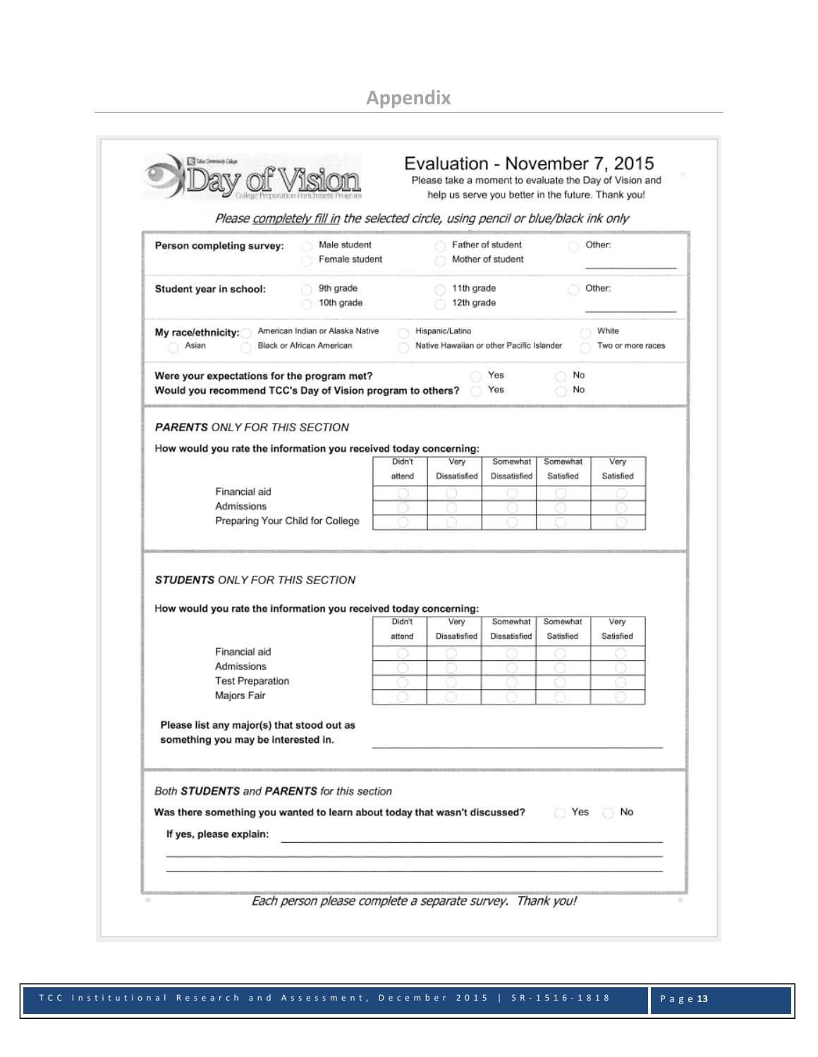# Appendix

**Day of Vision** — College Preparation Enrichment Program (Tulsa Community College)

## Evaluation - November 7, 2015

Please take a moment to evaluate the Day of Vision and help us serve you better in the future. Thank you!

*Please completely fill in the selected circle, using pencil or blue/black ink only*

**Person completing survey:** ○ Male student ○ Female student ○ Father of student ○ Mother of student ○ Other: ______

**Student year in school:** ○ 9th grade ○ 10th grade ○ 11th grade ○ 12th grade ○ Other: ______

**My race/ethnicity:** ○ American Indian or Alaska Native ○ Asian ○ Black or African American ○ Hispanic/Latino ○ Native Hawaiian or other Pacific Islander ○ White ○ Two or more races

**Were your expectations for the program met?** ○ Yes ○ No

**Would you recommend TCC's Day of Vision program to others?** ○ Yes ○ No

***PARENTS*** *ONLY FOR THIS SECTION*

How would you rate the information you received today concerning:

| | Didn't attend | Very Dissatisfied | Somewhat Dissatisfied | Somewhat Satisfied | Very Satisfied |
|---|---|---|---|---|---|
| Financial aid | ○ | ○ | ○ | ○ | ○ |
| Admissions | ○ | ○ | ○ | ○ | ○ |
| Preparing Your Child for College | ○ | ○ | ○ | ○ | ○ |

***STUDENTS*** *ONLY FOR THIS SECTION*

How would you rate the information you received today concerning:

| | Didn't attend | Very Dissatisfied | Somewhat Dissatisfied | Somewhat Satisfied | Very Satisfied |
|---|---|---|---|---|---|
| Financial aid | ○ | ○ | ○ | ○ | ○ |
| Admissions | ○ | ○ | ○ | ○ | ○ |
| Test Preparation | ○ | ○ | ○ | ○ | ○ |
| Majors Fair | ○ | ○ | ○ | ○ | ○ |

**Please list any major(s) that stood out as something you may be interested in.** ______________________

*Both* ***STUDENTS*** *and* ***PARENTS*** *for this section*

**Was there something you wanted to learn about today that wasn't discussed?** ○ Yes ○ No

**If yes, please explain:** ______________________

*Each person please complete a separate survey. Thank you!*